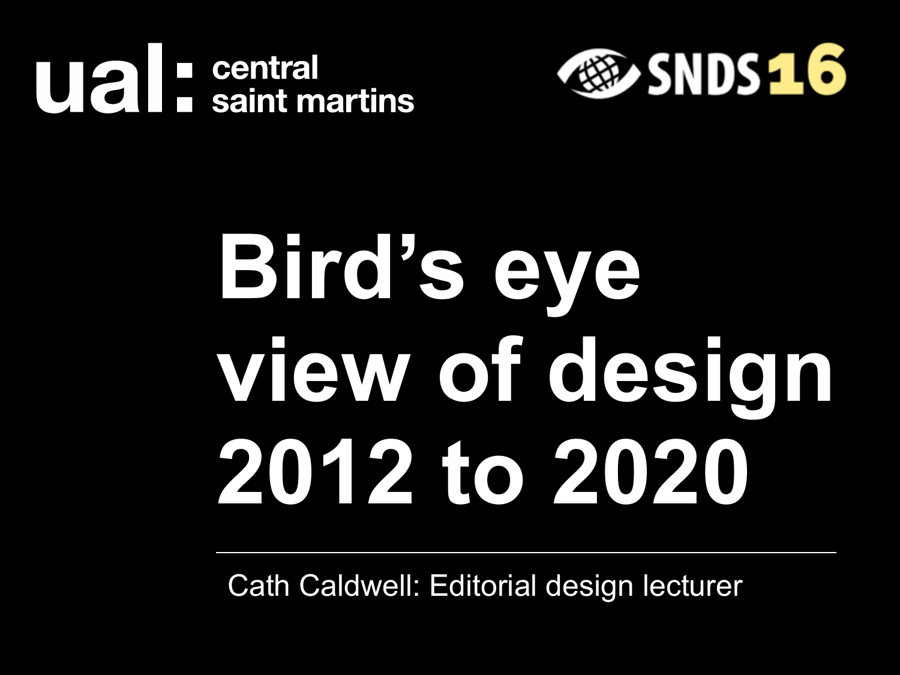ual: central saint martins

SNDS 16

# Bird's eye view of design 2012 to 2020

Cath Caldwell: Editorial design lecturer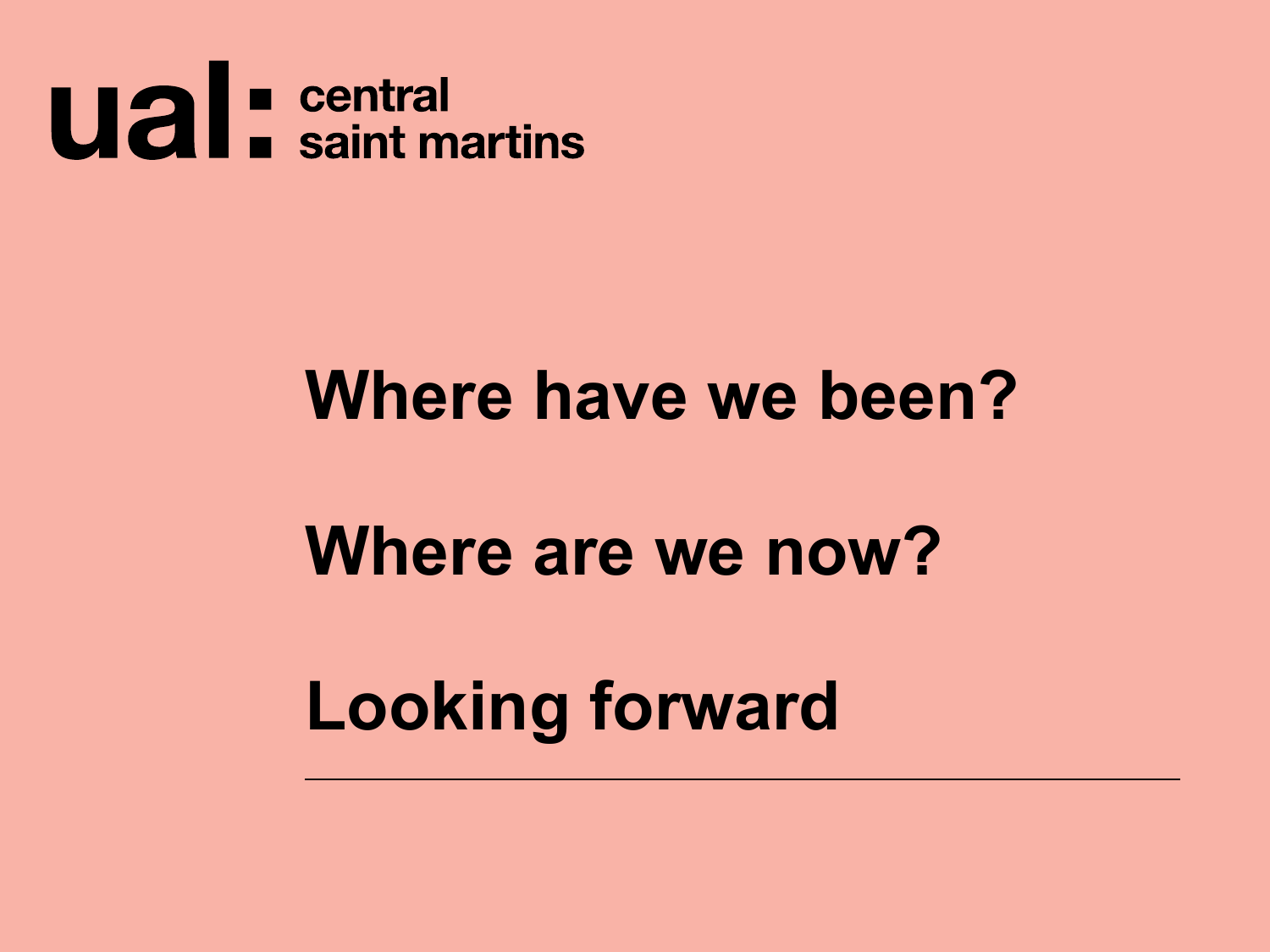ual: central saint martins

## Where have we been?

## Where are we now?

## Looking forward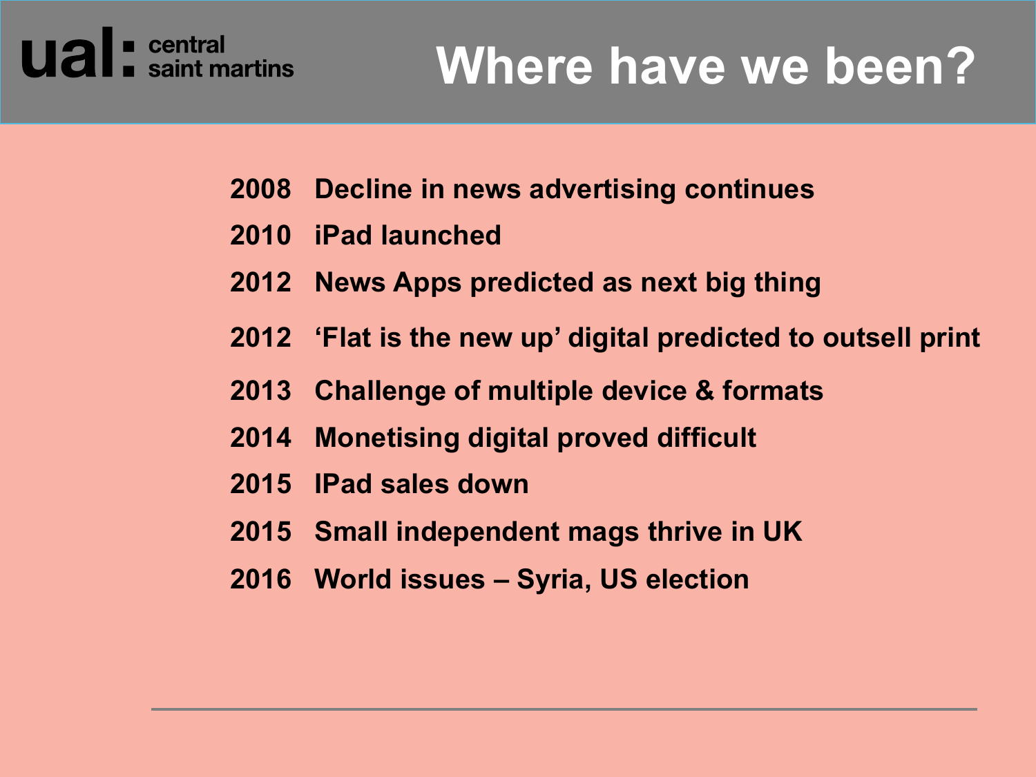# Where have we been?

- **2008** Decline in news advertising continues
- **2010** iPad launched
- **2012** News Apps predicted as next big thing
- **2012** 'Flat is the new up' digital predicted to outsell print
- **2013** Challenge of multiple device & formats
- **2014** Monetising digital proved difficult
- **2015** IPad sales down
- **2015** Small independent mags thrive in UK
- **2016** World issues – Syria, US election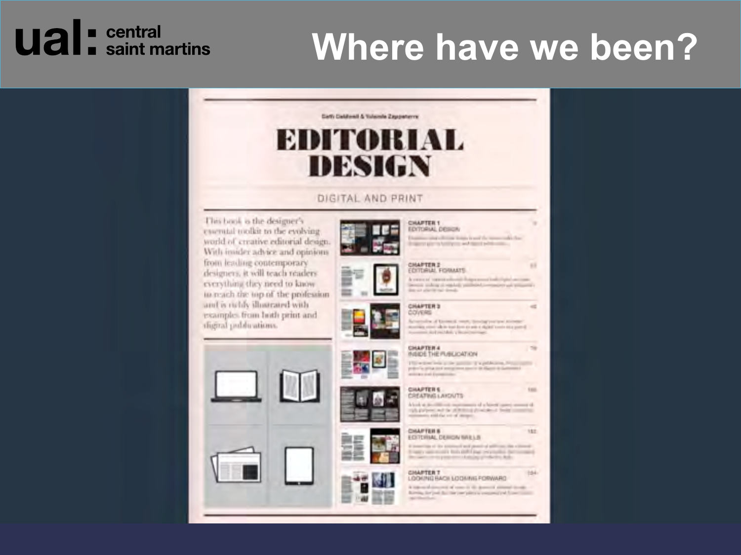# Where have we been?

Cath Caldwell & Yolanda Zappaterra

## EDITORIAL DESIGN

DIGITAL AND PRINT

This book is the designer's essential toolkit to the evolving world of creative editorial design. With insider advice and opinions from leading contemporary designers, it will teach readers everything they need to know to reach the top of the profession and is richly illustrated with examples from both print and digital publications.

CHAPTER 1
EDITORIAL DESIGN

CHAPTER 2
EDITORIAL FORMATS

CHAPTER 3
COVERS

CHAPTER 4
INSIDE THE PUBLICATION

CHAPTER 5
CREATING LAYOUTS

CHAPTER 6
EDITORIAL DESIGN SKILLS

CHAPTER 7
LOOKING BACK LOOKING FORWARD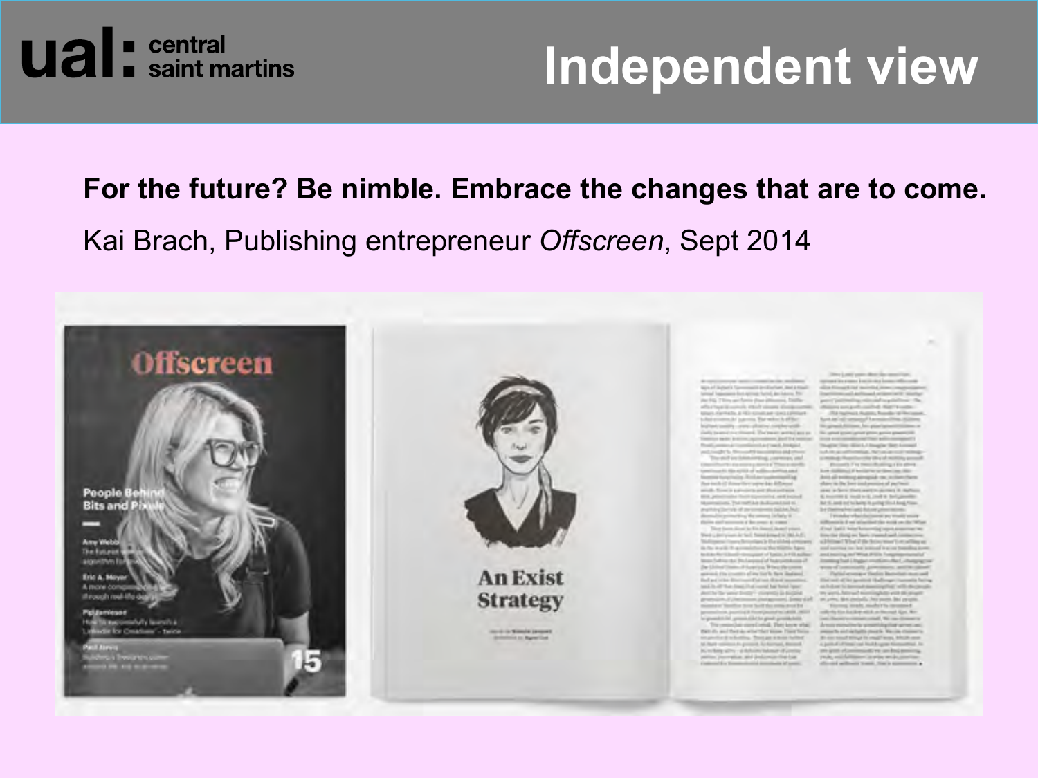# Independent view

**For the future? Be nimble. Embrace the changes that are to come.**

Kai Brach, Publishing entrepreneur *Offscreen*, Sept 2014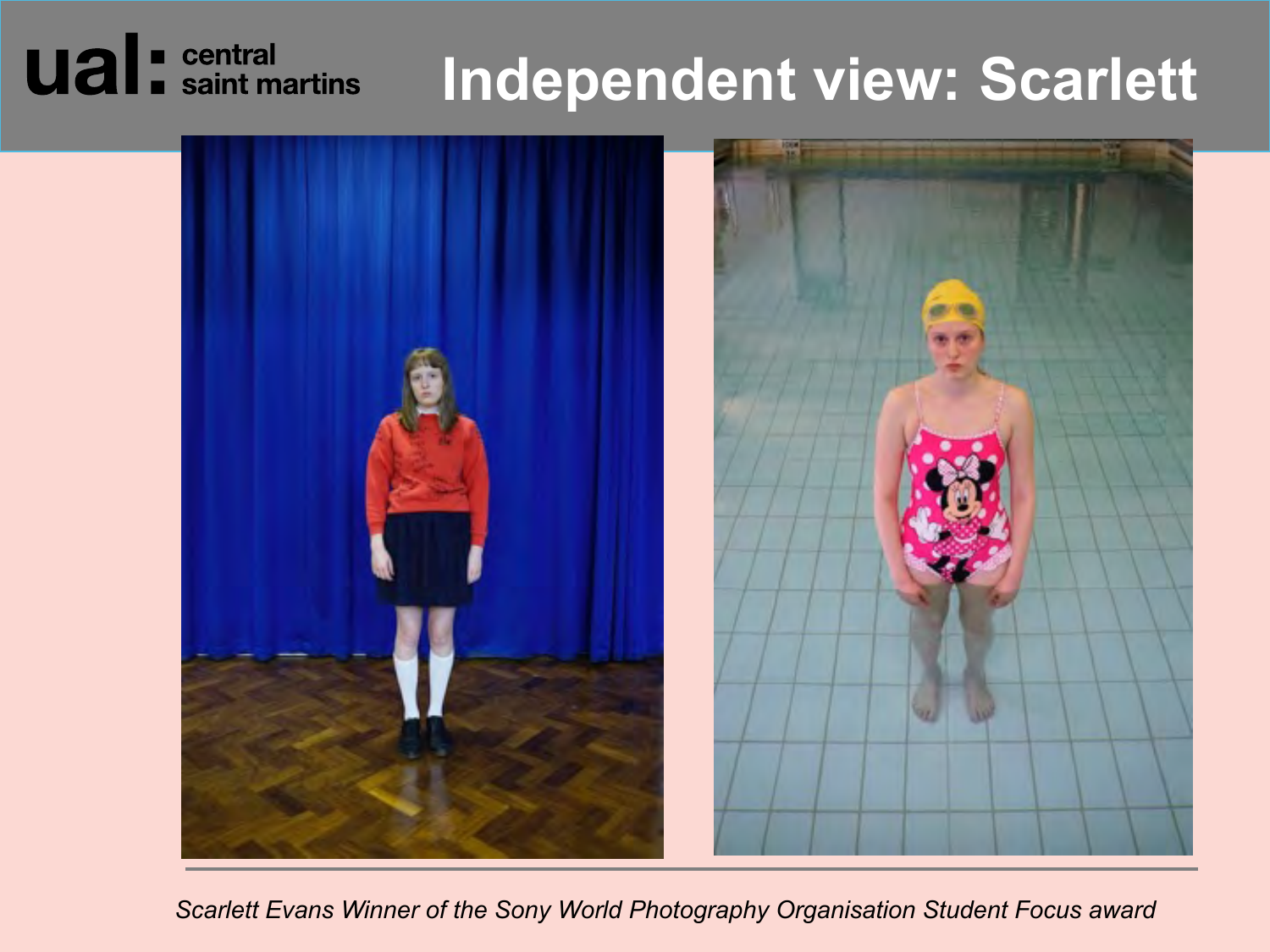# Independent view: Scarlett

*Scarlett Evans Winner of the Sony World Photography Organisation Student Focus award*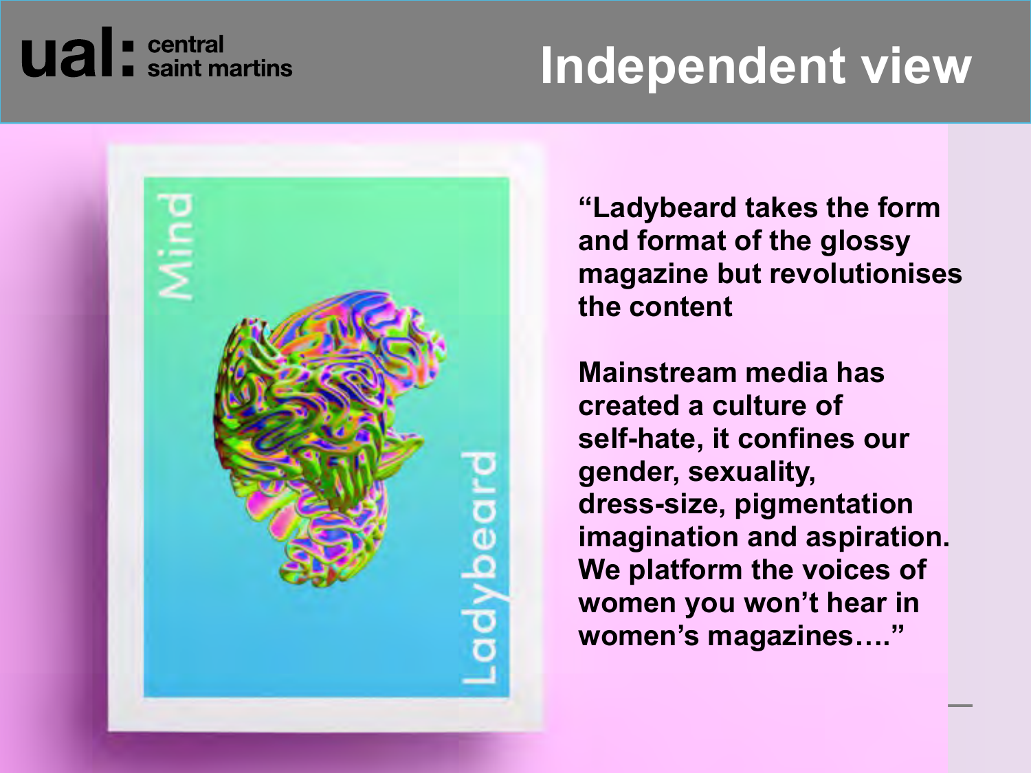# Independent view

**"Ladybeard takes the form and format of the glossy magazine but revolutionises the content**

**Mainstream media has created a culture of self-hate, it confines our gender, sexuality, dress-size, pigmentation imagination and aspiration. We platform the voices of women you won't hear in women's magazines…."**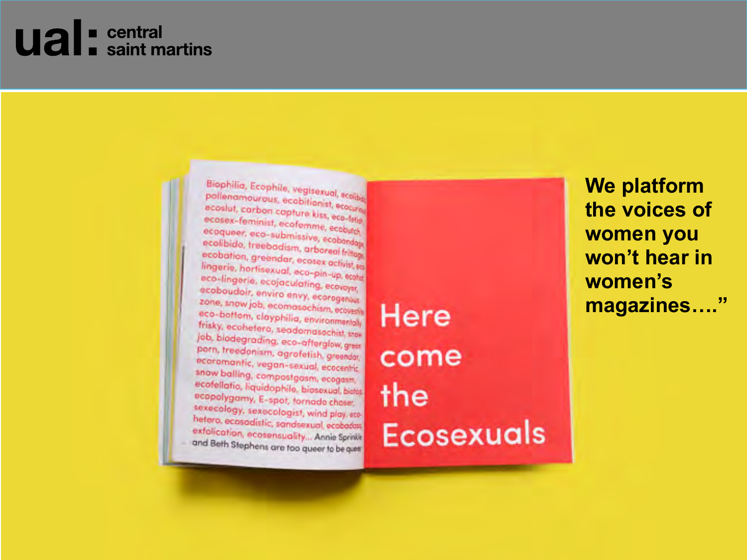We platform the voices of women you won't hear in women's magazines…."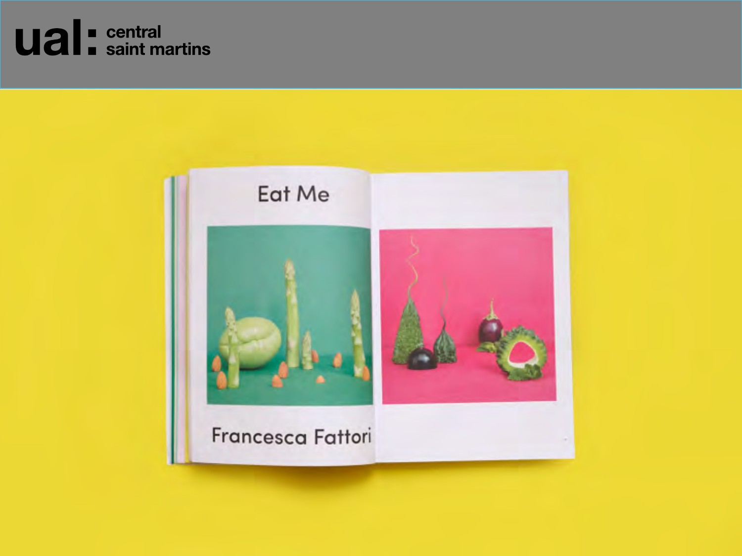ual: central saint martins

Eat Me

Francesca Fattori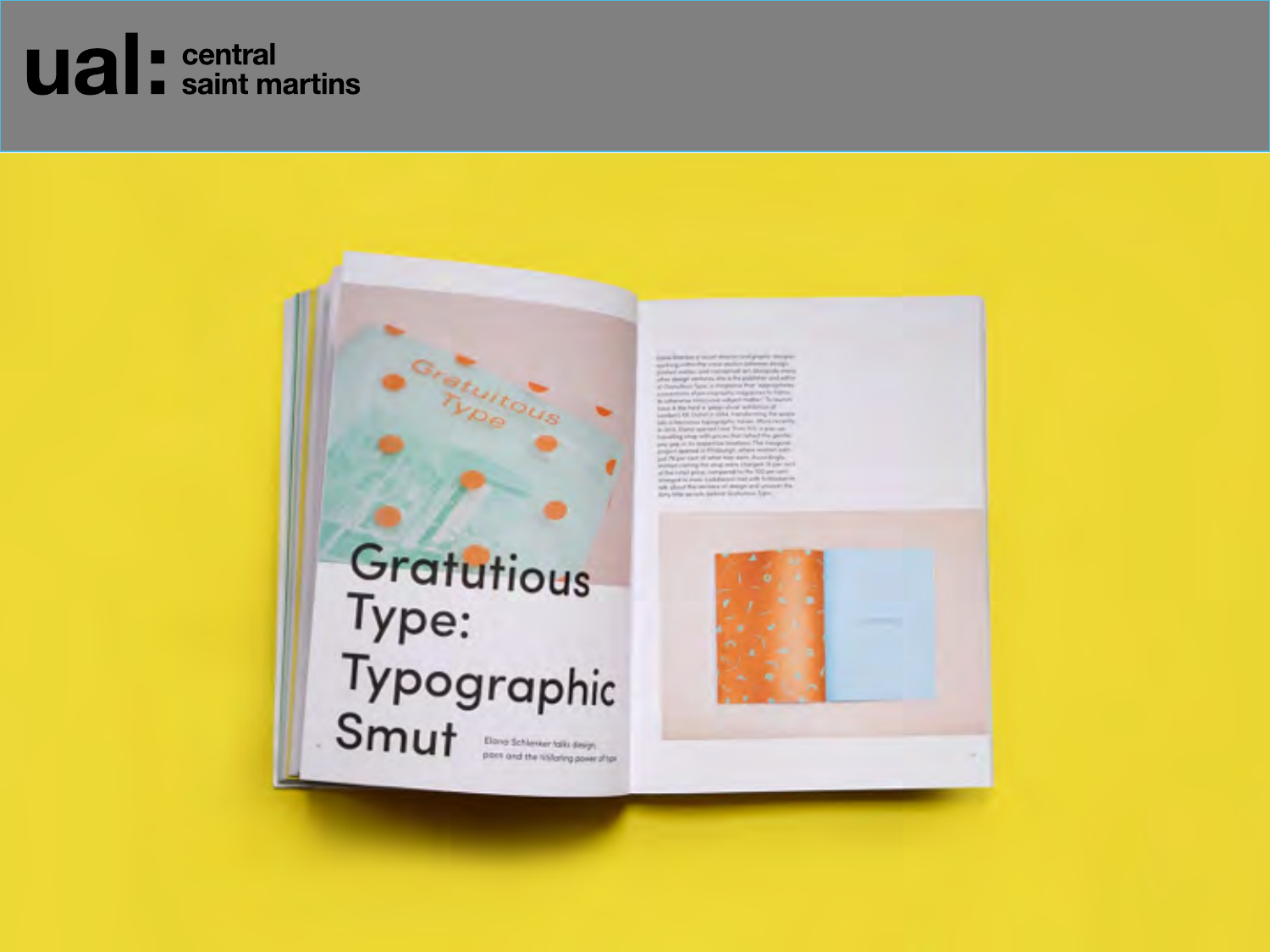ual: central saint martins

Gratuitous Type: Typographic Smut

Elana Schlenker talks design porn and the titillating power of type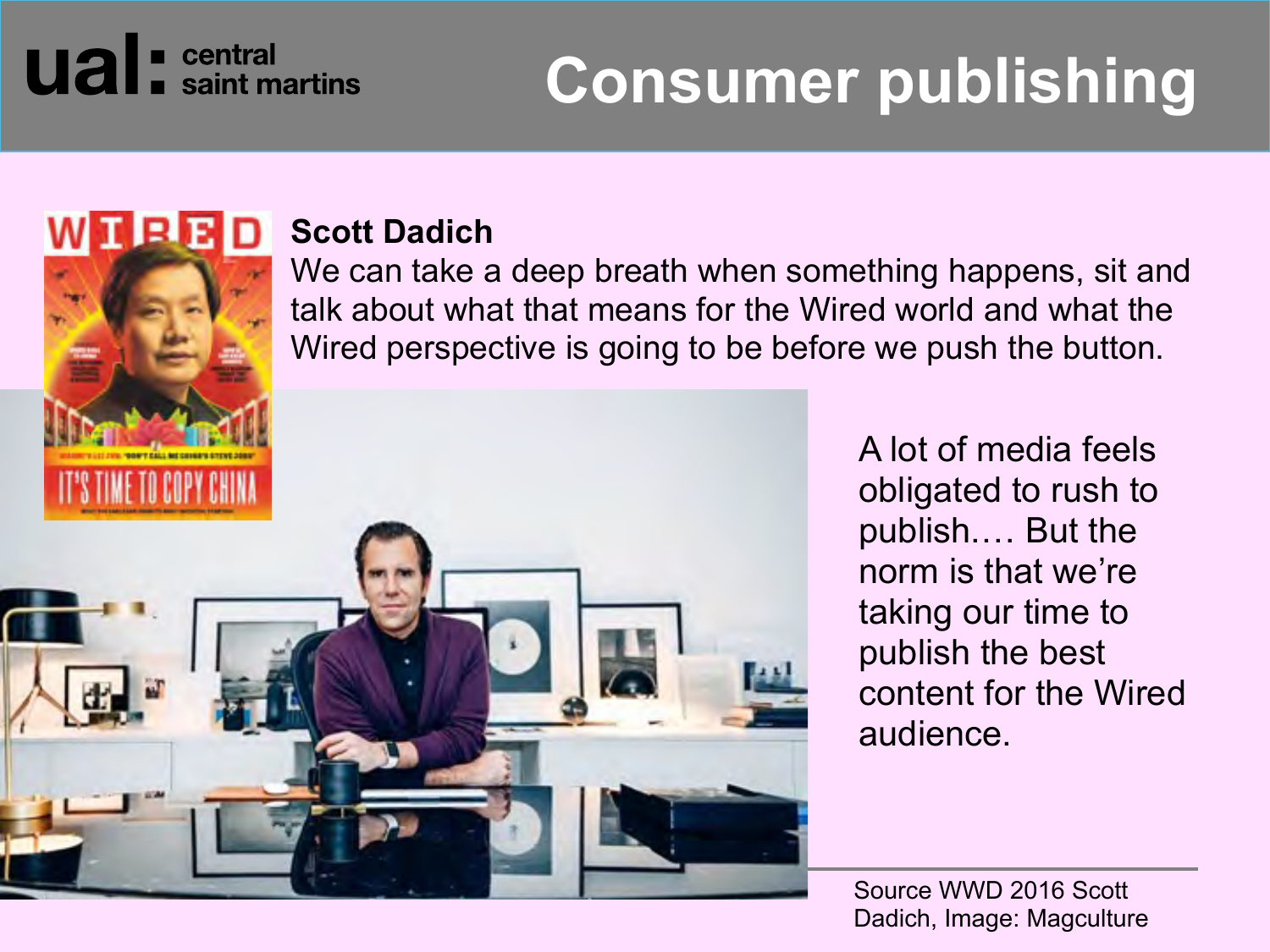# Consumer publishing

**Scott Dadich**
We can take a deep breath when something happens, sit and talk about what that means for the Wired world and what the Wired perspective is going to be before we push the button.

A lot of media feels obligated to rush to publish…. But the norm is that we're taking our time to publish the best content for the Wired audience.

Source WWD 2016 Scott Dadich, Image: Magculture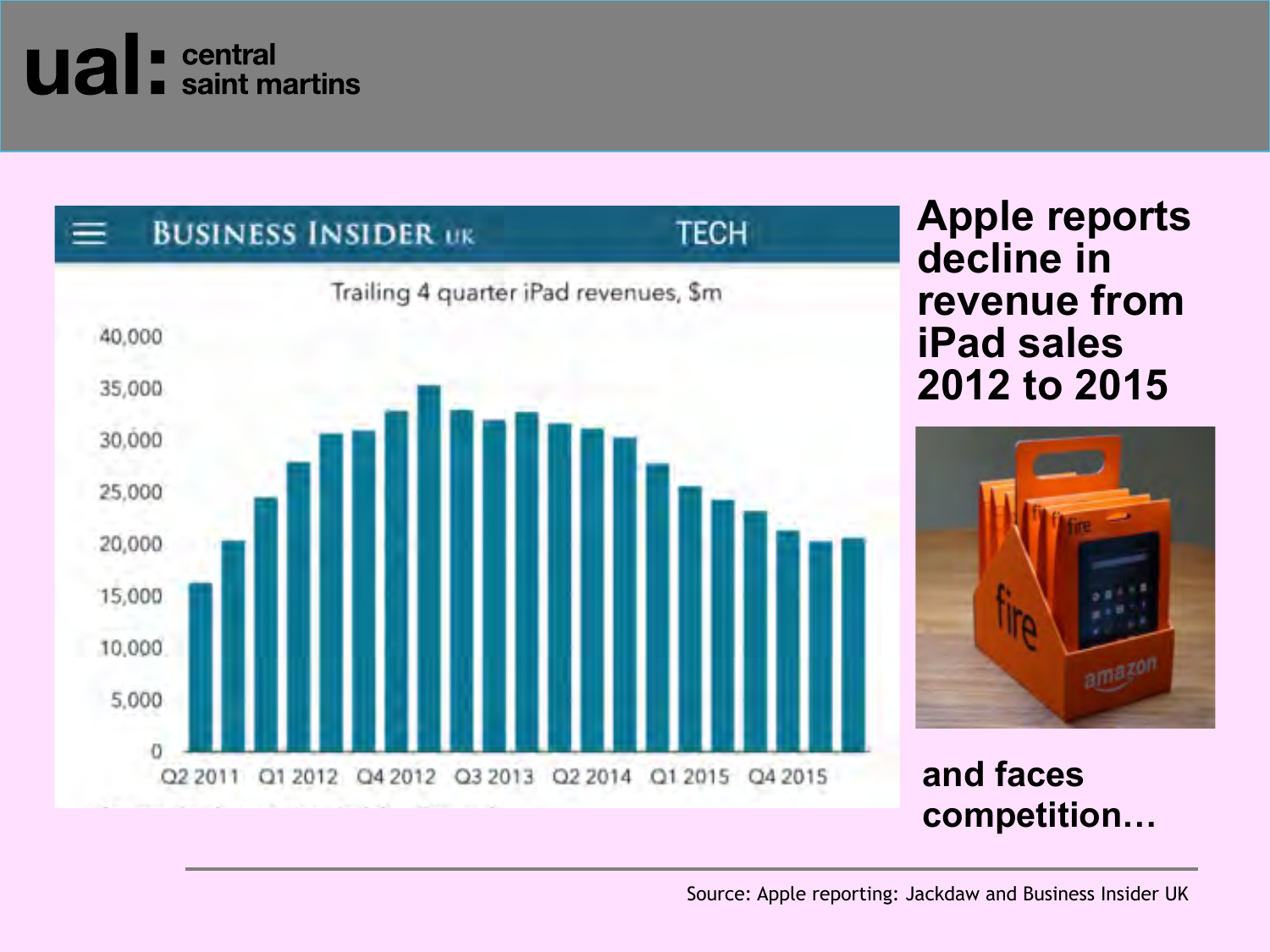Trailing 4 quarter iPad revenues, $m

## Apple reports decline in revenue from iPad sales 2012 to 2015

and faces competition…

Source: Apple reporting: Jackdaw and Business Insider UK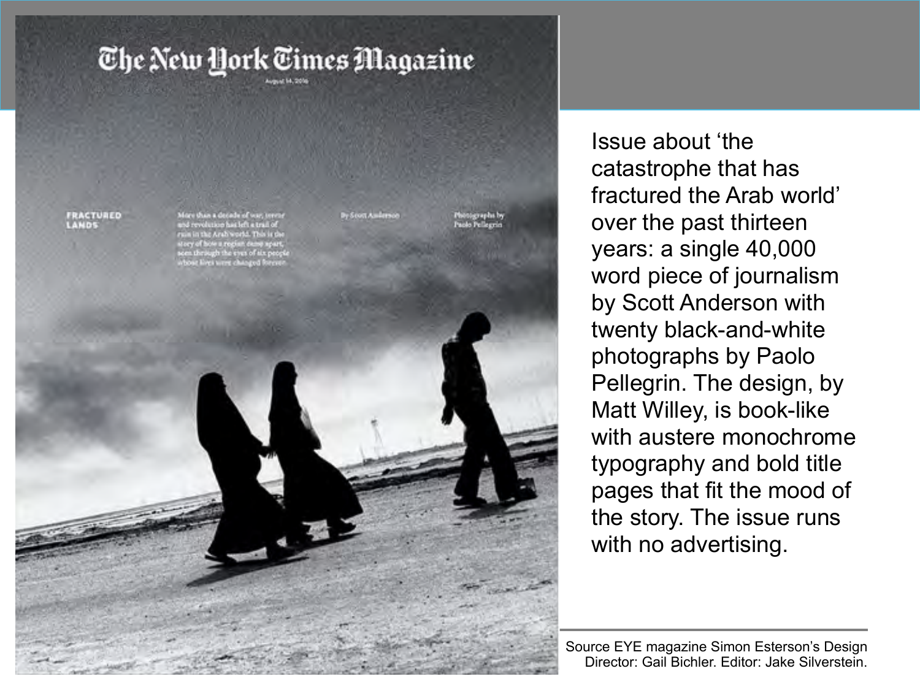Issue about 'the catastrophe that has fractured the Arab world' over the past thirteen years: a single 40,000 word piece of journalism by Scott Anderson with twenty black-and-white photographs by Paolo Pellegrin. The design, by Matt Willey, is book-like with austere monochrome typography and bold title pages that fit the mood of the story. The issue runs with no advertising.

Source EYE magazine Simon Esterson's Design Director: Gail Bichler. Editor: Jake Silverstein.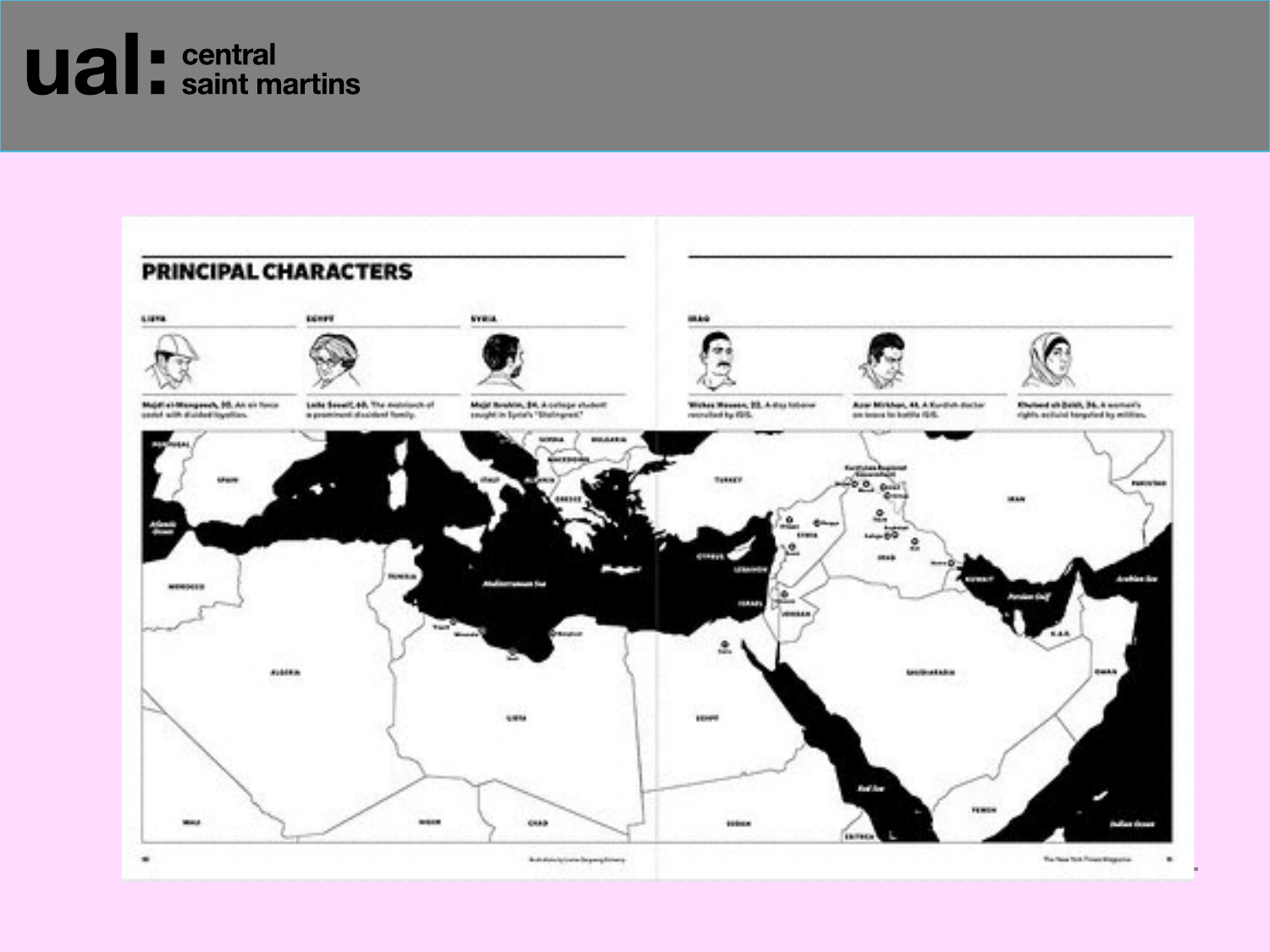## PRINCIPAL CHARACTERS

**LIBYA**

**Majdi el-Mangoush, 30.** An air force cadet with divided loyalties.

**EGYPT**

**Laila Soueif, 60.** The matriarch of a prominent dissident family.

**SYRIA**

**Majd Ibrahim, 24.** A college student caught in Syria's "Stalingrad."

**IRAQ**

**Wakaz Hassan, 22.** A day laborer recruited by ISIS.

**Azar Mirkhan, 41.** A Kurdish doctor on leave to battle ISIS.

**Khulood al-Zaidi, 36.** A women's rights activist targeted by militias.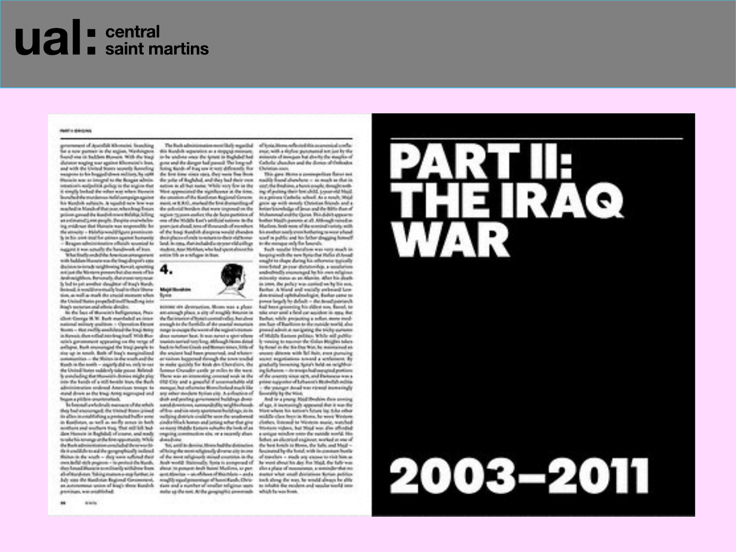# PART II: THE IRAQ WAR

## 2003–2011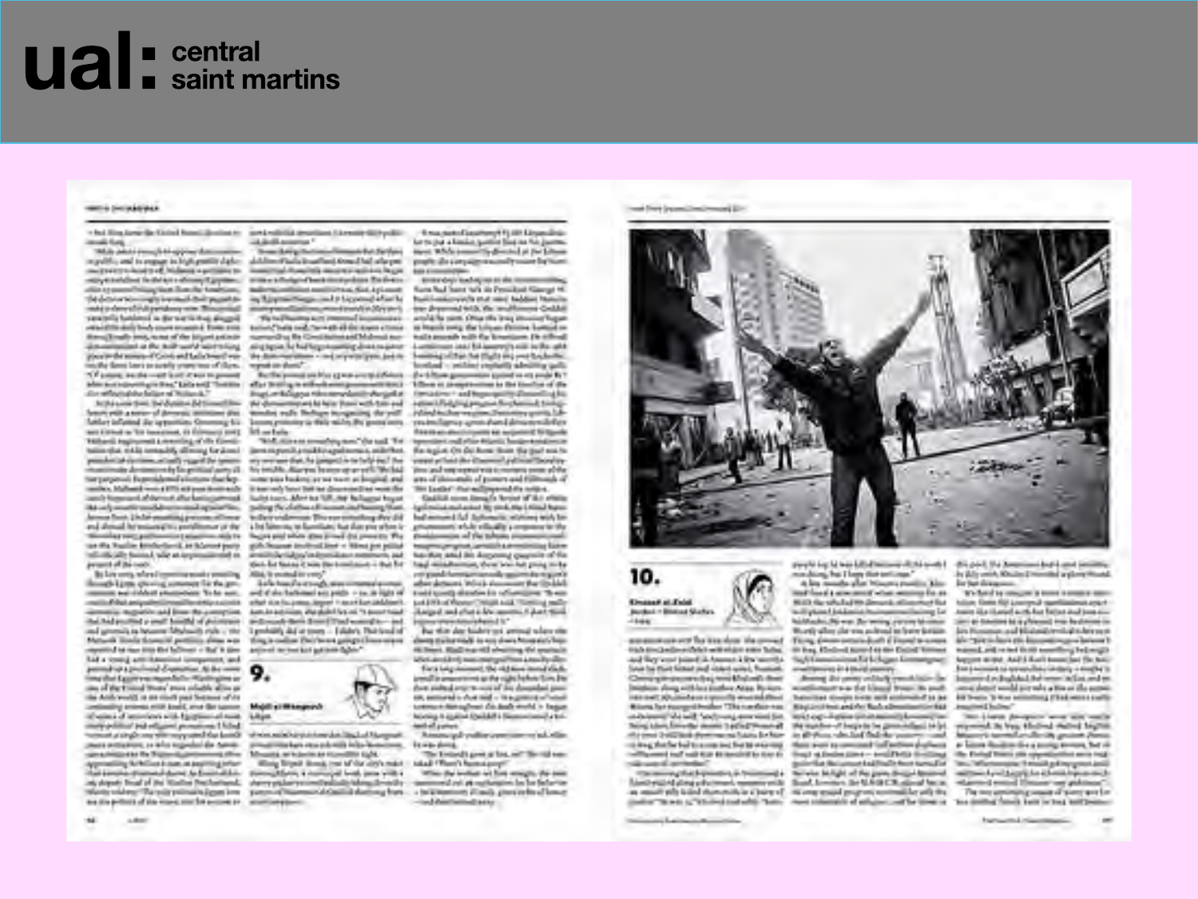ual: central saint martins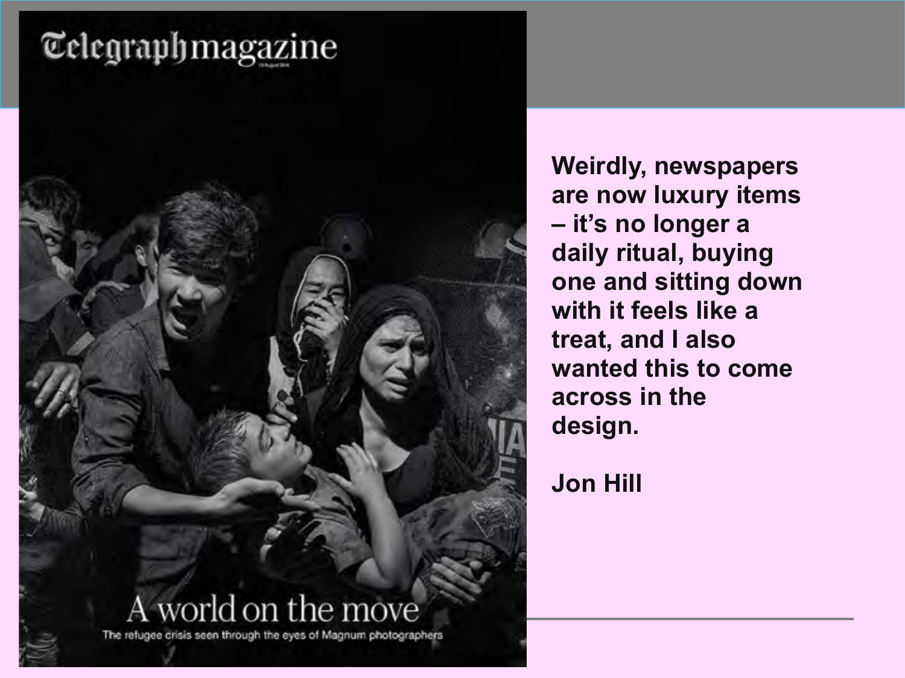Weirdly, newspapers are now luxury items – it's no longer a daily ritual, buying one and sitting down with it feels like a treat, and I also wanted this to come across in the design.

Jon Hill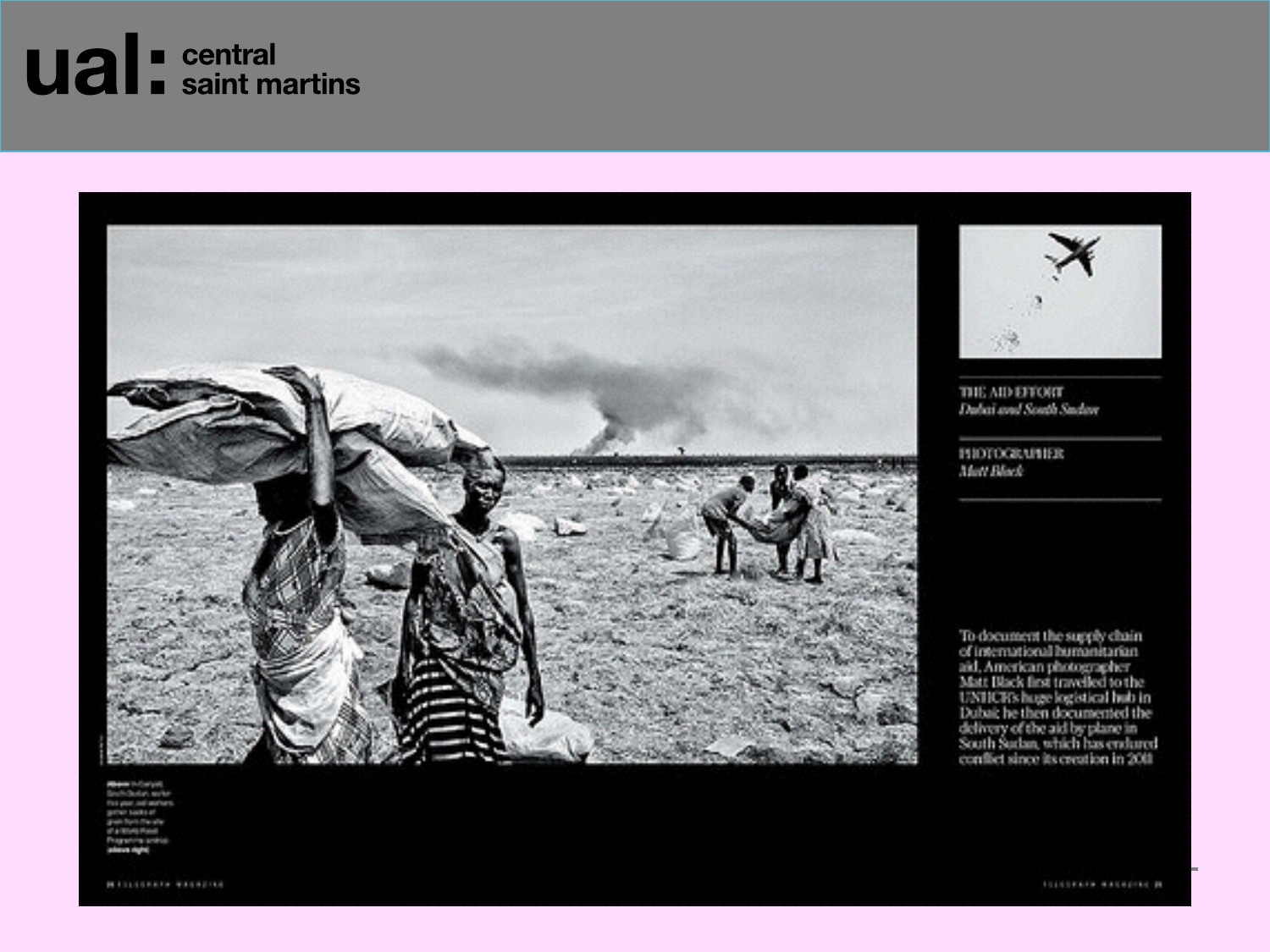ual: central saint martins

THE AID EFFORT
*Dubai and South Sudan*

PHOTOGRAPHER
*Matt Black*

To document the supply chain of international humanitarian aid, American photographer Matt Black first travelled to the UNHCR's huge logistical hub in Dubai: he then documented the delivery of the aid by plane in South Sudan, which has endured conflict since its creation in 2011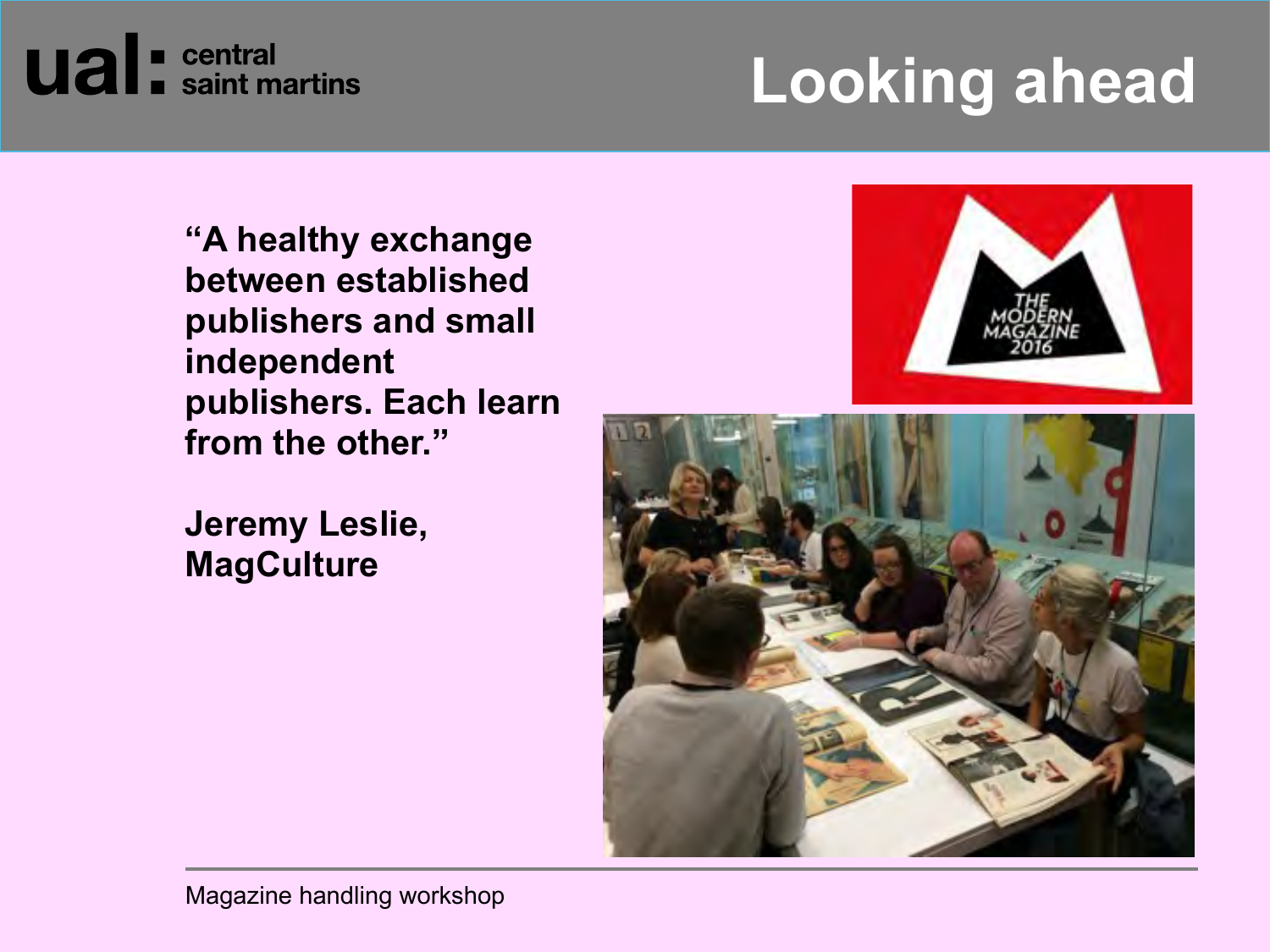# Looking ahead

**"A healthy exchange between established publishers and small independent publishers. Each learn from the other."**

**Jeremy Leslie, MagCulture**

Magazine handling workshop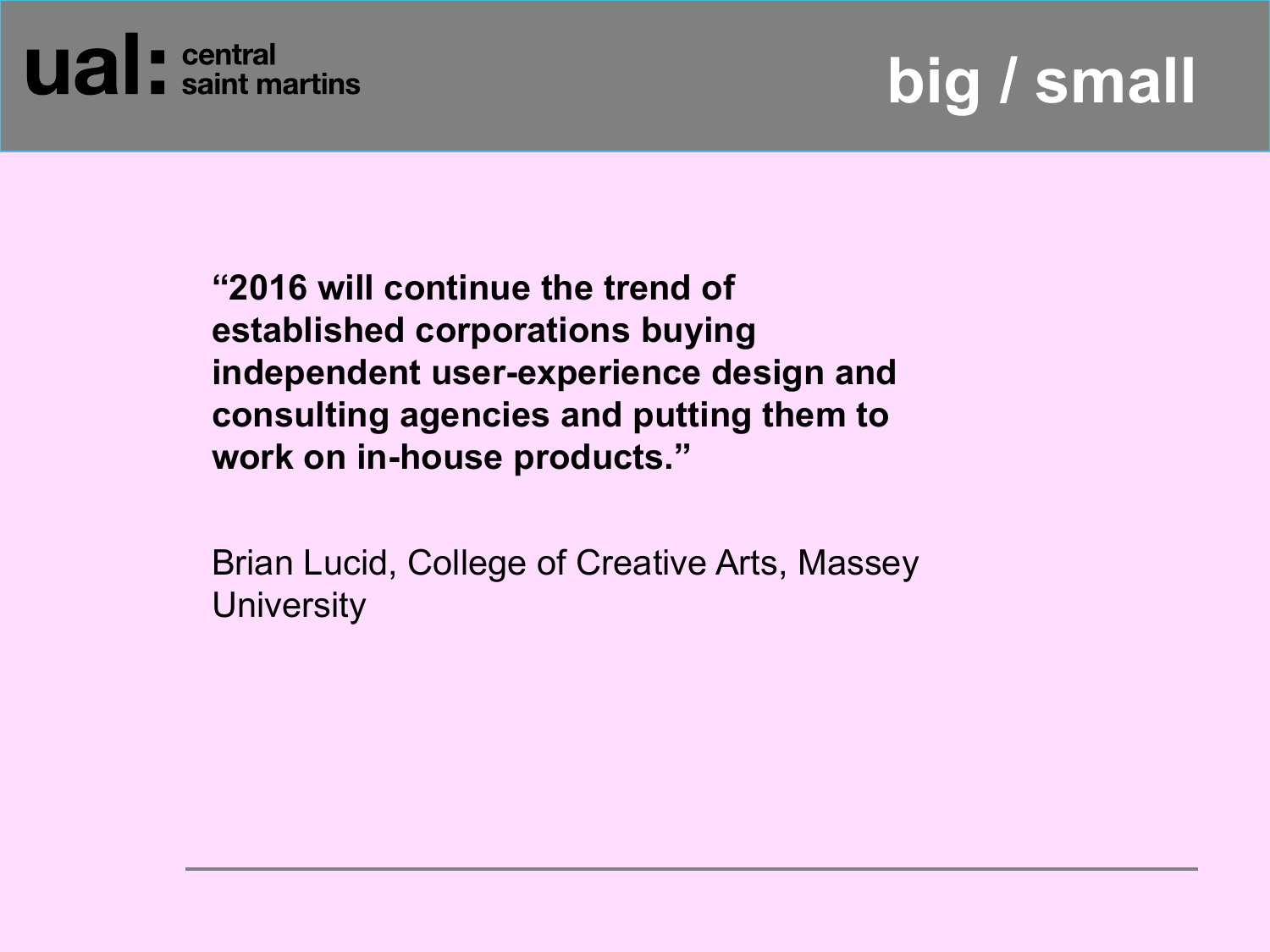# big / small

**“2016 will continue the trend of established corporations buying independent user-experience design and consulting agencies and putting them to work on in-house products.”**

Brian Lucid, College of Creative Arts, Massey University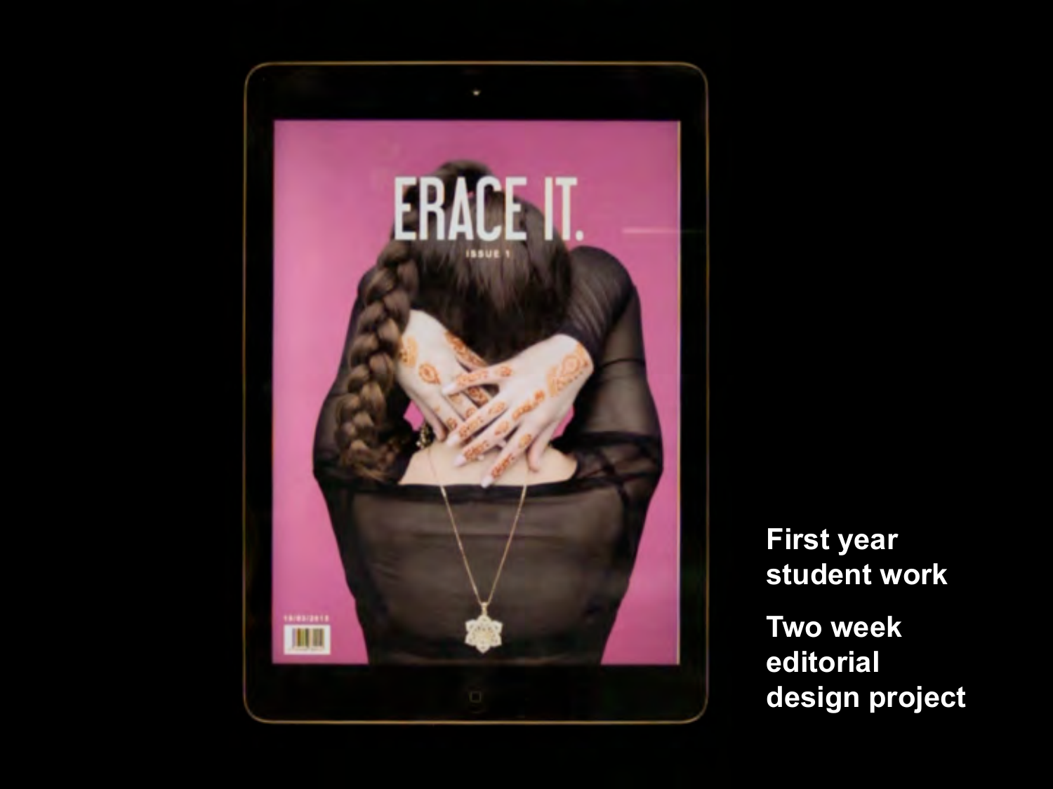**First year student work**

**Two week editorial design project**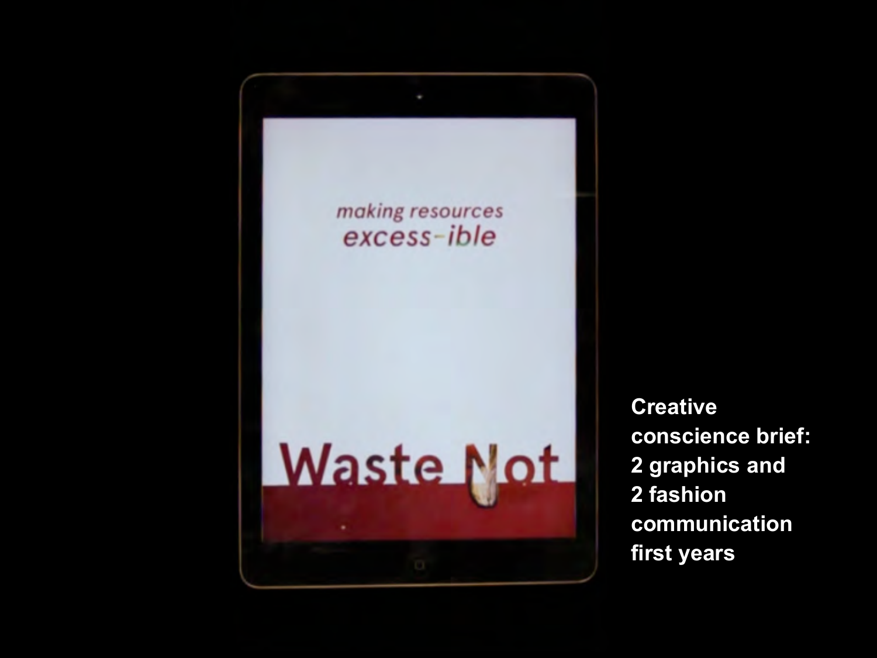making resources
excess-ible

Waste Not

Creative conscience brief: 2 graphics and 2 fashion communication first years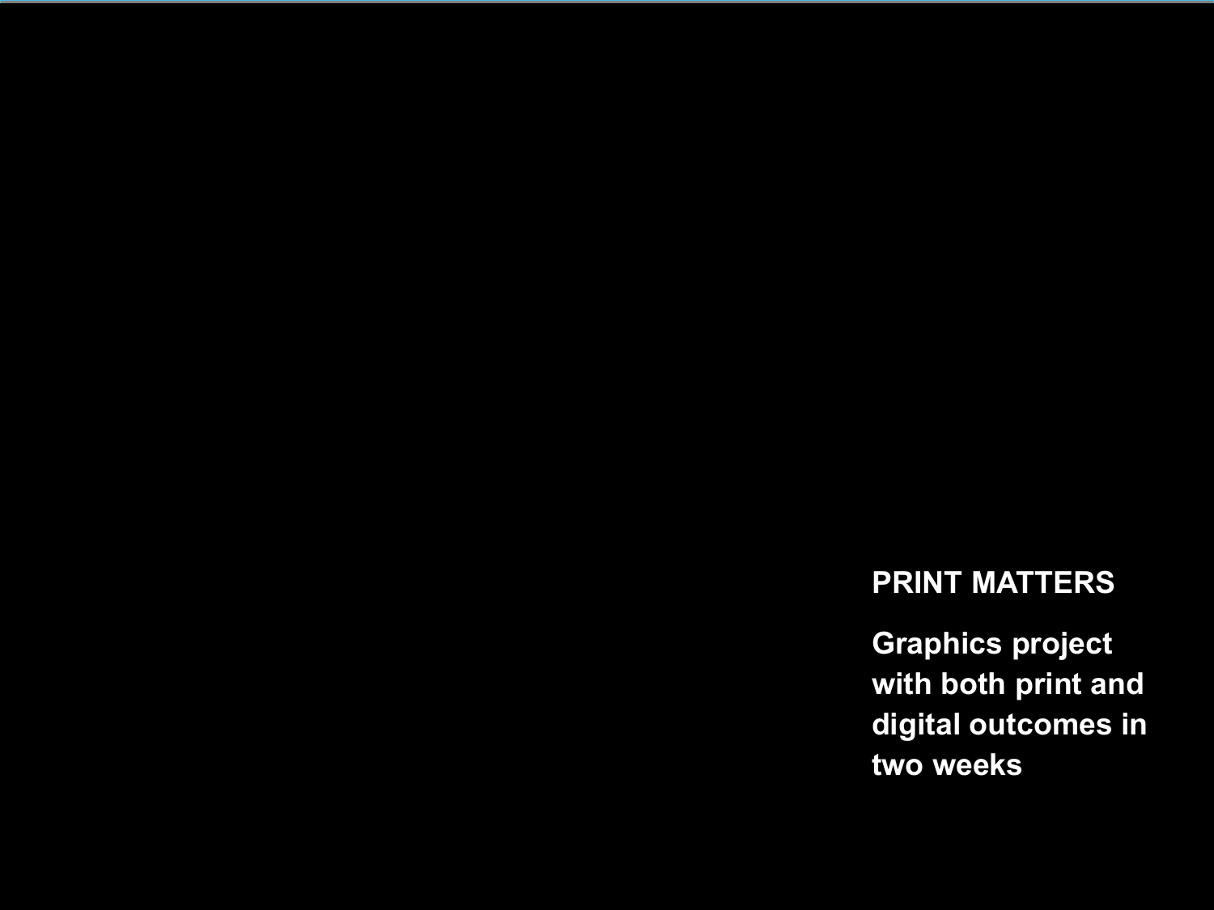**PRINT MATTERS**

**Graphics project with both print and digital outcomes in two weeks**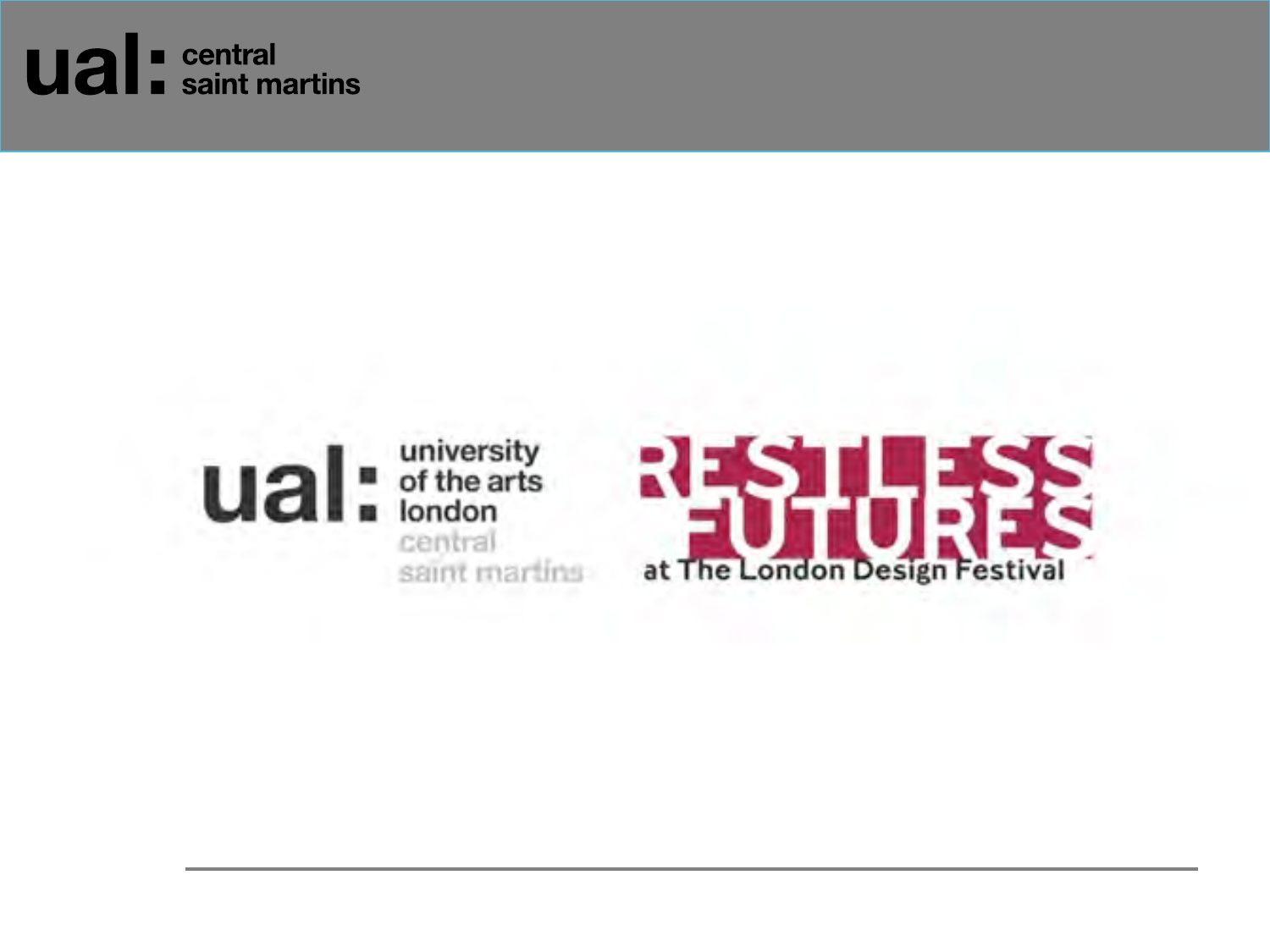ual: central saint martins

ual: university of the arts london central saint martins

RESTLESS FUTURES at The London Design Festival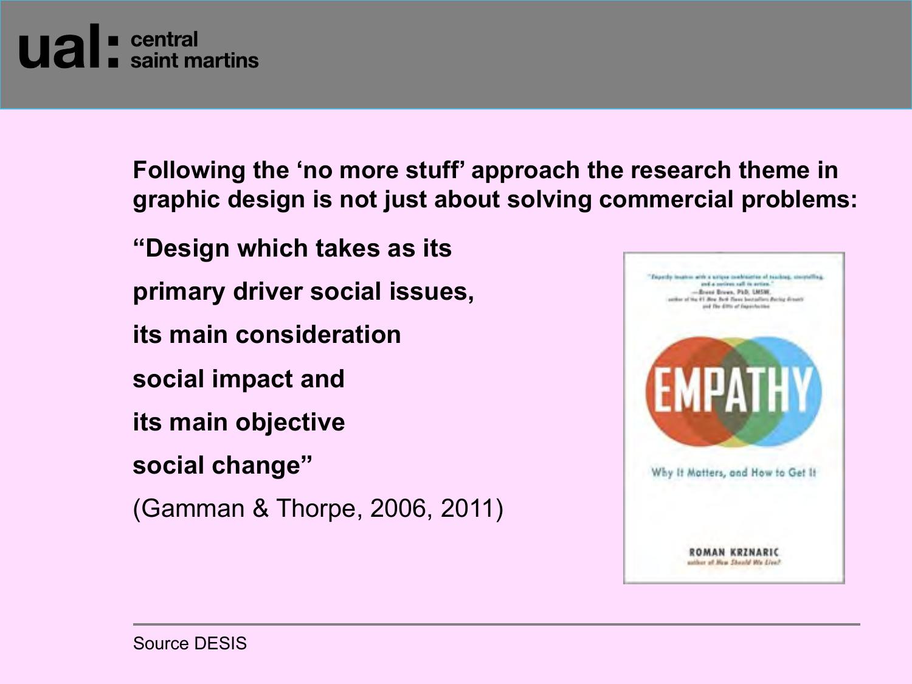**Following the 'no more stuff' approach the research theme in graphic design is not just about solving commercial problems:**

**"Design which takes as its**

**primary driver social issues,**

**its main consideration**

**social impact and**

**its main objective**

**social change"**

(Gamman & Thorpe, 2006, 2011)

Source DESIS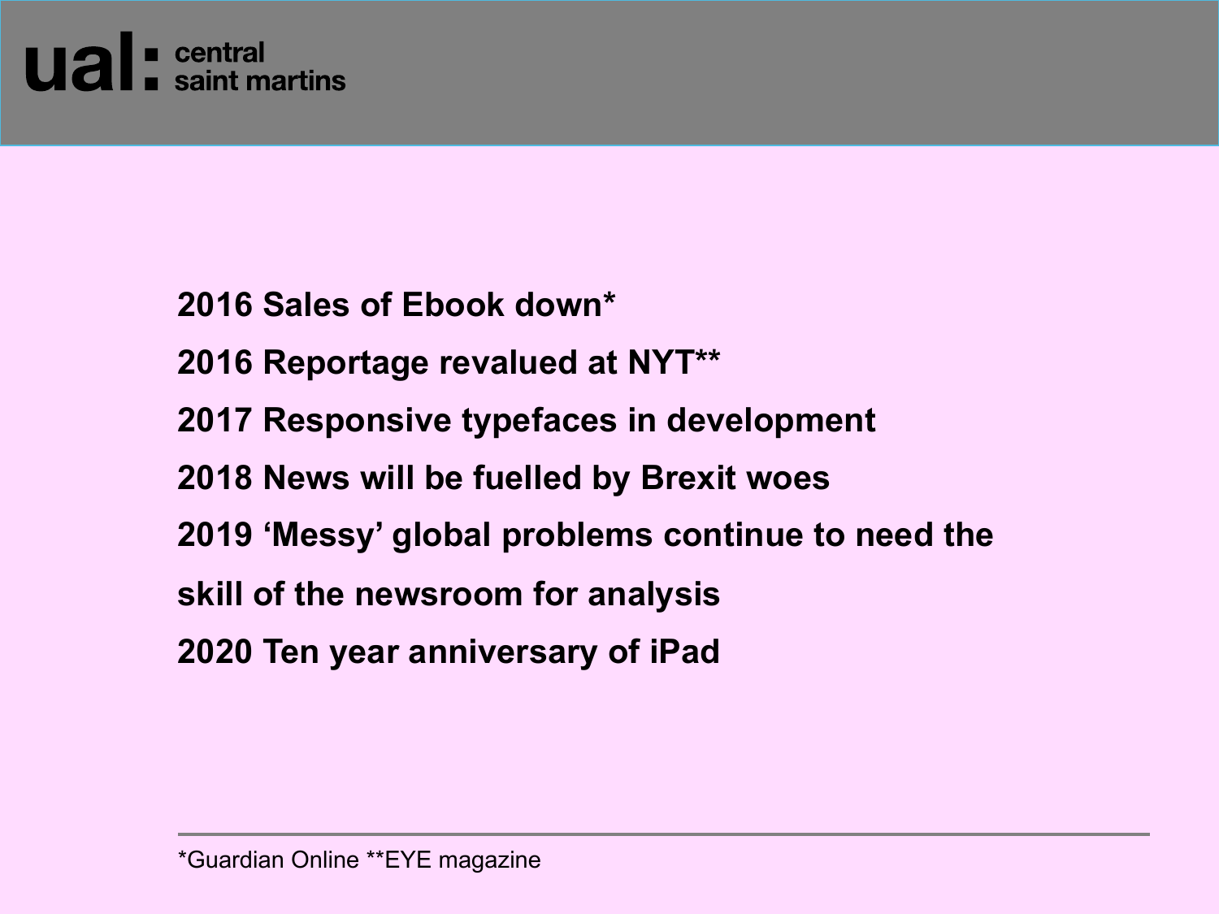**2016 Sales of Ebook down***

**2016 Reportage revalued at NYT****

**2017 Responsive typefaces in development**

**2018 News will be fuelled by Brexit woes**

**2019 'Messy' global problems continue to need the skill of the newsroom for analysis**

**2020 Ten year anniversary of iPad**

---

*Guardian Online **EYE magazine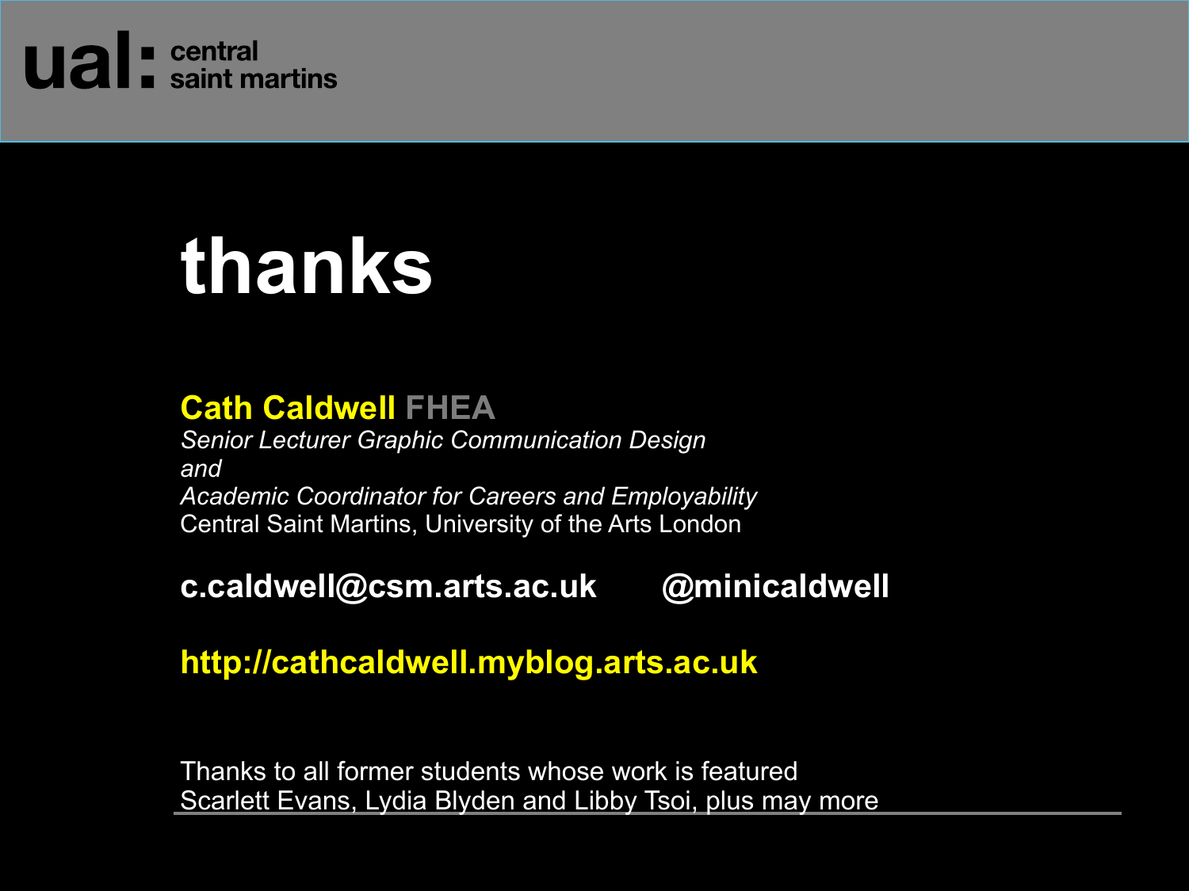ual: central saint martins

# thanks

**Cath Caldwell FHEA**
*Senior Lecturer Graphic Communication Design*
*and*
*Academic Coordinator for Careers and Employability*
Central Saint Martins, University of the Arts London

**c.caldwell@csm.arts.ac.uk** **@minicaldwell**

**http://cathcaldwell.myblog.arts.ac.uk**

Thanks to all former students whose work is featured
Scarlett Evans, Lydia Blyden and Libby Tsoi, plus may more